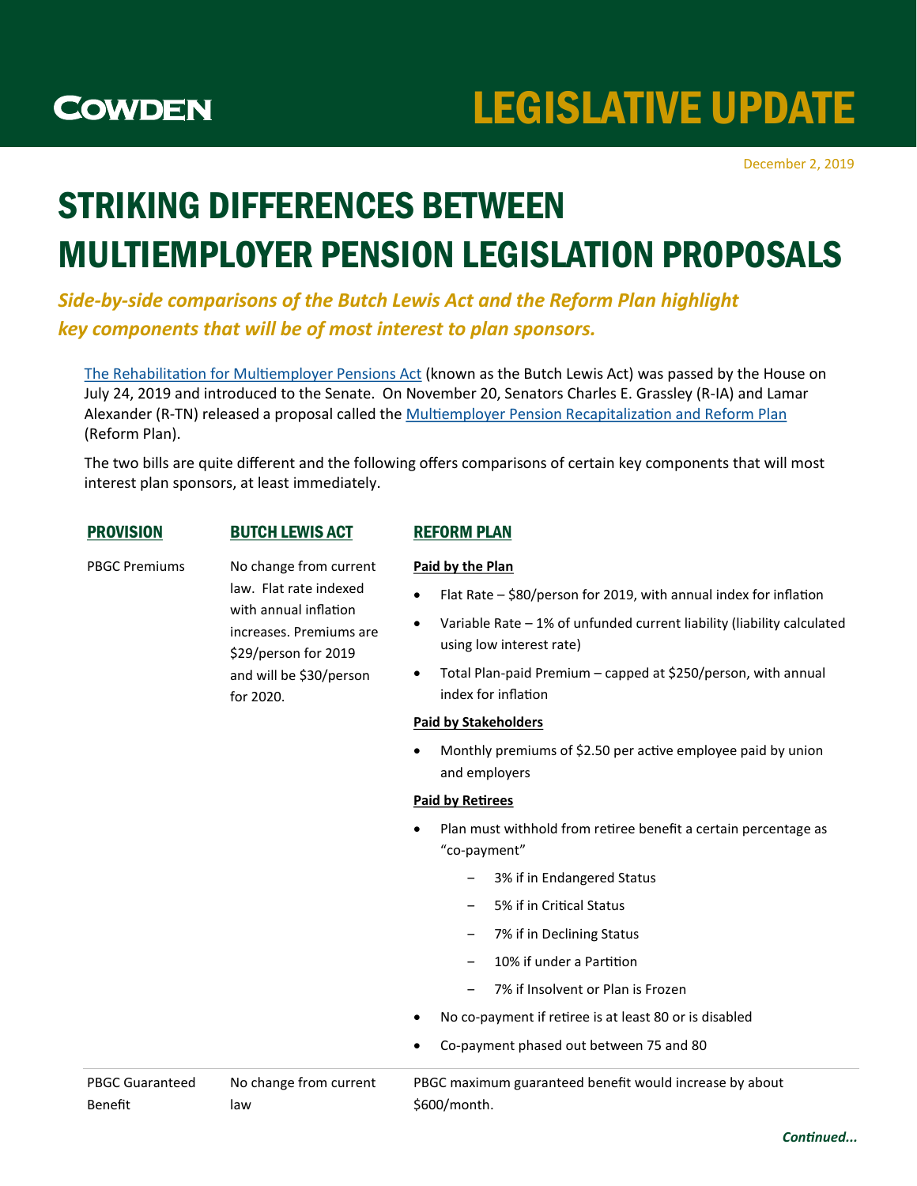COWDEN

# LEGISLATIVE UPDATE

December 2, 2019

# STRIKING DIFFERENCES BETWEEN MULTIEMPLOYER PENSION LEGISLATION PROPOSALS

***Side-by-side comparisons of the Butch Lewis Act and the Reform Plan highlight key components that will be of most interest to plan sponsors.***

[The Rehabilitation for Multiemployer Pensions Act] (known as the Butch Lewis Act) was passed by the House on July 24, 2019 and introduced to the Senate. On November 20, Senators Charles E. Grassley (R-IA) and Lamar Alexander (R-TN) released a proposal called the [Multiemployer Pension Recapitalization and Reform Plan] (Reform Plan).

The two bills are quite different and the following offers comparisons of certain key components that will most interest plan sponsors, at least immediately.

| PROVISION | BUTCH LEWIS ACT | REFORM PLAN |
|---|---|---|
| PBGC Premiums | No change from current law. Flat rate indexed with annual inflation increases. Premiums are $29/person for 2019 and will be $30/person for 2020. | **Paid by the Plan**<br>• Flat Rate – $80/person for 2019, with annual index for inflation<br>• Variable Rate – 1% of unfunded current liability (liability calculated using low interest rate)<br>• Total Plan-paid Premium – capped at $250/person, with annual index for inflation<br>**Paid by Stakeholders**<br>• Monthly premiums of $2.50 per active employee paid by union and employers<br>**Paid by Retirees**<br>• Plan must withhold from retiree benefit a certain percentage as "co-payment"<br>– 3% if in Endangered Status<br>– 5% if in Critical Status<br>– 7% if in Declining Status<br>– 10% if under a Partition<br>– 7% if Insolvent or Plan is Frozen<br>• No co-payment if retiree is at least 80 or is disabled<br>• Co-payment phased out between 75 and 80 |
| PBGC Guaranteed Benefit | No change from current law | PBGC maximum guaranteed benefit would increase by about $600/month. |

***Continued...***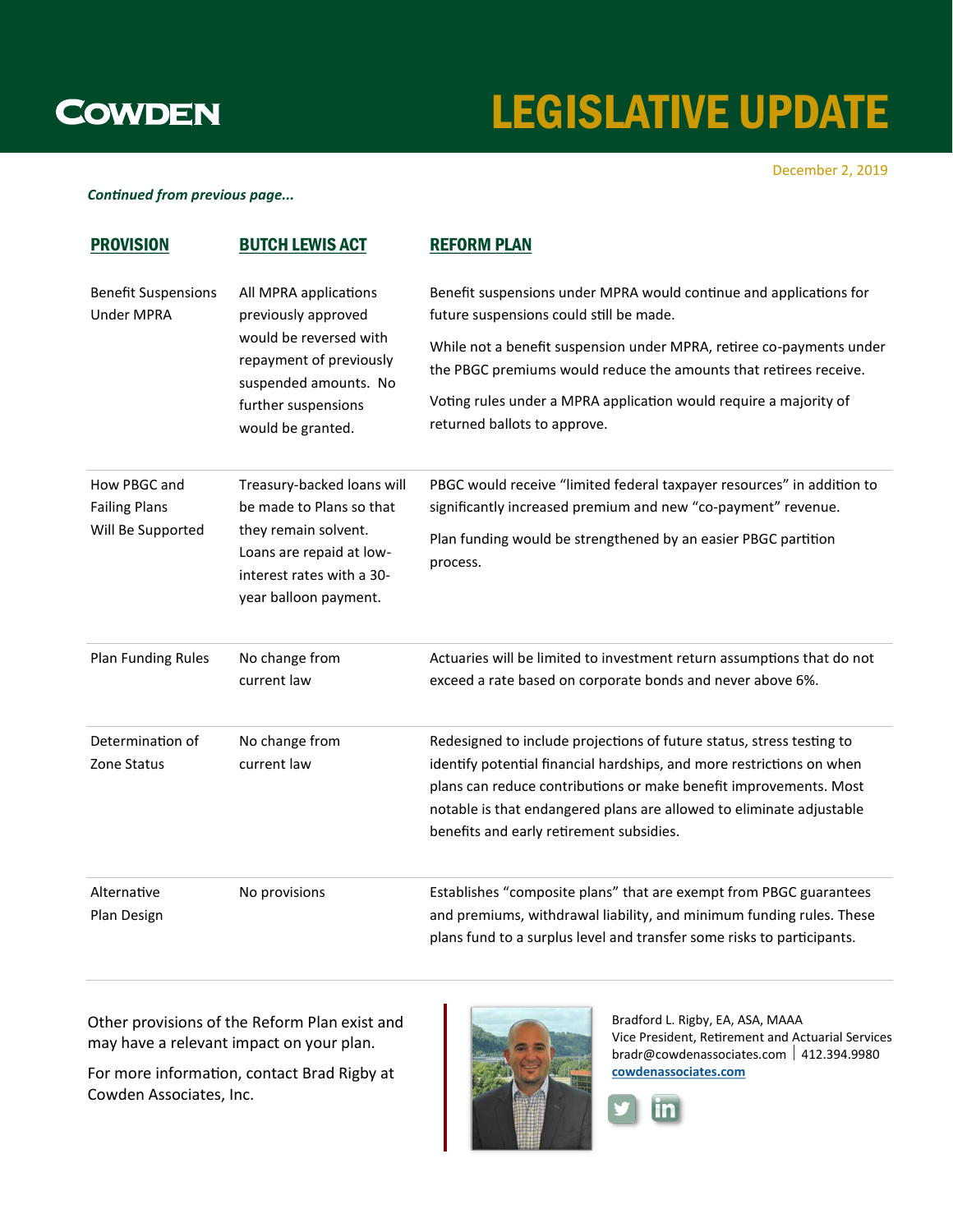# LEGISLATIVE UPDATE

December 2, 2019

*Continued from previous page...*

| PROVISION | BUTCH LEWIS ACT | REFORM PLAN |
|---|---|---|
| Benefit Suspensions Under MPRA | All MPRA applications previously approved would be reversed with repayment of previously suspended amounts. No further suspensions would be granted. | Benefit suspensions under MPRA would continue and applications for future suspensions could still be made. While not a benefit suspension under MPRA, retiree co-payments under the PBGC premiums would reduce the amounts that retirees receive. Voting rules under a MPRA application would require a majority of returned ballots to approve. |
| How PBGC and Failing Plans Will Be Supported | Treasury-backed loans will be made to Plans so that they remain solvent. Loans are repaid at low-interest rates with a 30-year balloon payment. | PBGC would receive "limited federal taxpayer resources" in addition to significantly increased premium and new "co-payment" revenue. Plan funding would be strengthened by an easier PBGC partition process. |
| Plan Funding Rules | No change from current law | Actuaries will be limited to investment return assumptions that do not exceed a rate based on corporate bonds and never above 6%. |
| Determination of Zone Status | No change from current law | Redesigned to include projections of future status, stress testing to identify potential financial hardships, and more restrictions on when plans can reduce contributions or make benefit improvements. Most notable is that endangered plans are allowed to eliminate adjustable benefits and early retirement subsidies. |
| Alternative Plan Design | No provisions | Establishes "composite plans" that are exempt from PBGC guarantees and premiums, withdrawal liability, and minimum funding rules. These plans fund to a surplus level and transfer some risks to participants. |

Other provisions of the Reform Plan exist and may have a relevant impact on your plan.

For more information, contact Brad Rigby at Cowden Associates, Inc.

Bradford L. Rigby, EA, ASA, MAAA
Vice President, Retirement and Actuarial Services
bradr@cowdenassociates.com | 412.394.9980
**cowdenassociates.com**